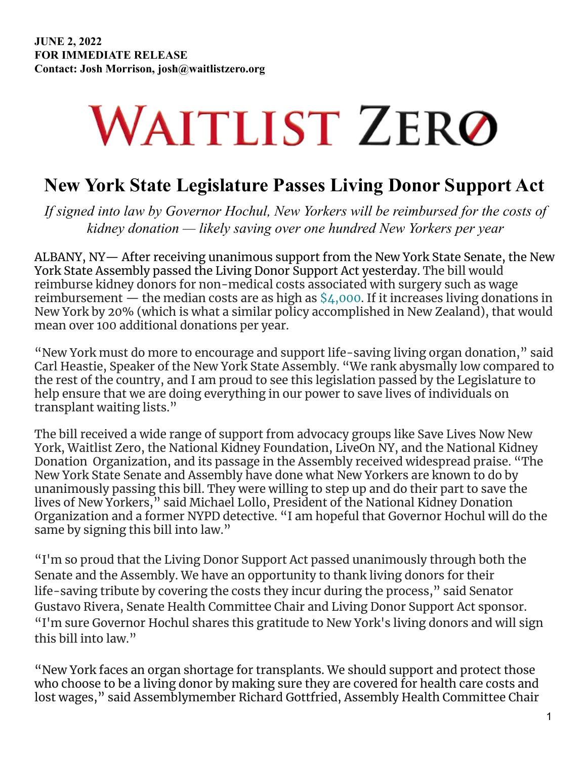**JUNE 2, 2022**
**FOR IMMEDIATE RELEASE**
**Contact: Josh Morrison, josh@waitlistzero.org**

# WAITLIST ZERØ

## New York State Legislature Passes Living Donor Support Act

*If signed into law by Governor Hochul, New Yorkers will be reimbursed for the costs of kidney donation — likely saving over one hundred New Yorkers per year*

ALBANY, NY— After receiving unanimous support from the New York State Senate, the New York State Assembly passed the Living Donor Support Act yesterday. The bill would reimburse kidney donors for non-medical costs associated with surgery such as wage reimbursement — the median costs are as high as $4,000. If it increases living donations in New York by 20% (which is what a similar policy accomplished in New Zealand), that would mean over 100 additional donations per year.

"New York must do more to encourage and support life-saving living organ donation," said Carl Heastie, Speaker of the New York State Assembly. "We rank abysmally low compared to the rest of the country, and I am proud to see this legislation passed by the Legislature to help ensure that we are doing everything in our power to save lives of individuals on transplant waiting lists."

The bill received a wide range of support from advocacy groups like Save Lives Now New York, Waitlist Zero, the National Kidney Foundation, LiveOn NY, and the National Kidney Donation Organization, and its passage in the Assembly received widespread praise. "The New York State Senate and Assembly have done what New Yorkers are known to do by unanimously passing this bill. They were willing to step up and do their part to save the lives of New Yorkers," said Michael Lollo, President of the National Kidney Donation Organization and a former NYPD detective. "I am hopeful that Governor Hochul will do the same by signing this bill into law."

"I'm so proud that the Living Donor Support Act passed unanimously through both the Senate and the Assembly. We have an opportunity to thank living donors for their life-saving tribute by covering the costs they incur during the process," said Senator Gustavo Rivera, Senate Health Committee Chair and Living Donor Support Act sponsor. "I'm sure Governor Hochul shares this gratitude to New York's living donors and will sign this bill into law."

"New York faces an organ shortage for transplants. We should support and protect those who choose to be a living donor by making sure they are covered for health care costs and lost wages," said Assemblymember Richard Gottfried, Assembly Health Committee Chair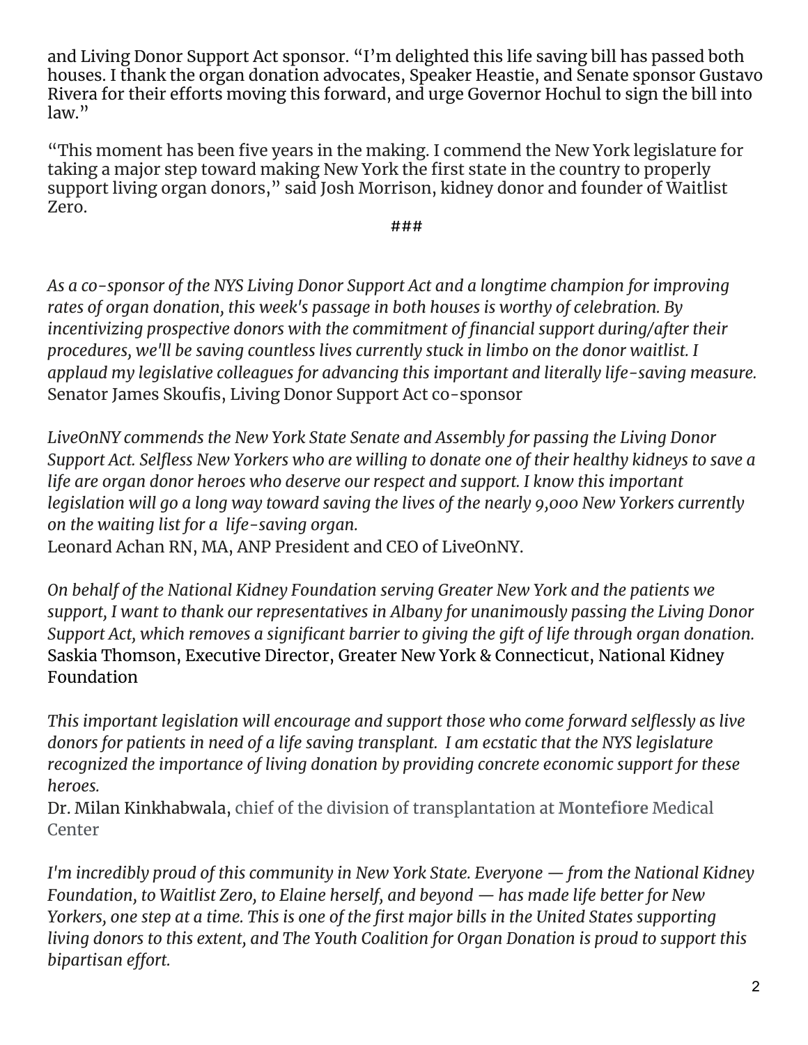and Living Donor Support Act sponsor. "I'm delighted this life saving bill has passed both houses. I thank the organ donation advocates, Speaker Heastie, and Senate sponsor Gustavo Rivera for their efforts moving this forward, and urge Governor Hochul to sign the bill into law."

"This moment has been five years in the making. I commend the New York legislature for taking a major step toward making New York the first state in the country to properly support living organ donors," said Josh Morrison, kidney donor and founder of Waitlist Zero.

###

*As a co-sponsor of the NYS Living Donor Support Act and a longtime champion for improving rates of organ donation, this week's passage in both houses is worthy of celebration. By incentivizing prospective donors with the commitment of financial support during/after their procedures, we'll be saving countless lives currently stuck in limbo on the donor waitlist. I applaud my legislative colleagues for advancing this important and literally life-saving measure.*
Senator James Skoufis, Living Donor Support Act co-sponsor

*LiveOnNY commends the New York State Senate and Assembly for passing the Living Donor Support Act. Selfless New Yorkers who are willing to donate one of their healthy kidneys to save a life are organ donor heroes who deserve our respect and support. I know this important legislation will go a long way toward saving the lives of the nearly 9,000 New Yorkers currently on the waiting list for a life-saving organ.*
Leonard Achan RN, MA, ANP President and CEO of LiveOnNY.

*On behalf of the National Kidney Foundation serving Greater New York and the patients we support, I want to thank our representatives in Albany for unanimously passing the Living Donor Support Act, which removes a significant barrier to giving the gift of life through organ donation.*
Saskia Thomson, Executive Director, Greater New York & Connecticut, National Kidney Foundation

*This important legislation will encourage and support those who come forward selflessly as live donors for patients in need of a life saving transplant. I am ecstatic that the NYS legislature recognized the importance of living donation by providing concrete economic support for these heroes.*
Dr. Milan Kinkhabwala, chief of the division of transplantation at **Montefiore** Medical Center

*I'm incredibly proud of this community in New York State. Everyone — from the National Kidney Foundation, to Waitlist Zero, to Elaine herself, and beyond — has made life better for New Yorkers, one step at a time. This is one of the first major bills in the United States supporting living donors to this extent, and The Youth Coalition for Organ Donation is proud to support this bipartisan effort.*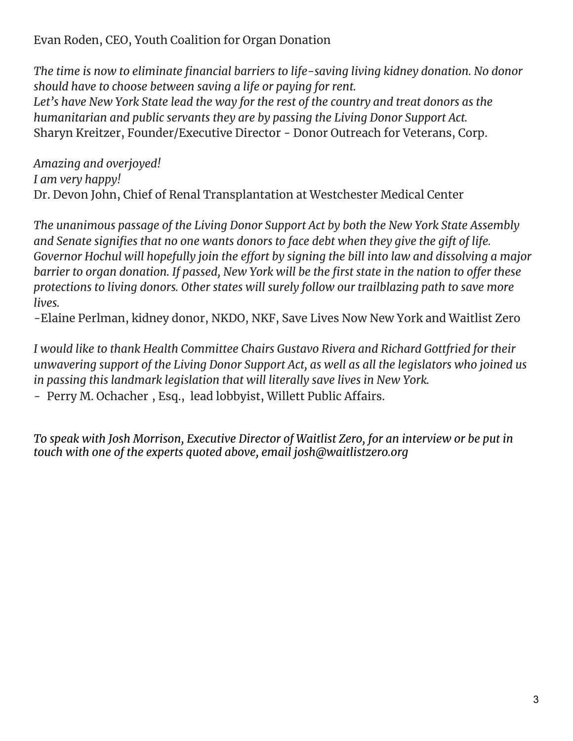Evan Roden, CEO, Youth Coalition for Organ Donation

*The time is now to eliminate financial barriers to life-saving living kidney donation. No donor should have to choose between saving a life or paying for rent.*
*Let's have New York State lead the way for the rest of the country and treat donors as the humanitarian and public servants they are by passing the Living Donor Support Act.*
Sharyn Kreitzer, Founder/Executive Director - Donor Outreach for Veterans, Corp.

*Amazing and overjoyed!*
*I am very happy!*
Dr. Devon John, Chief of Renal Transplantation at Westchester Medical Center

*The unanimous passage of the Living Donor Support Act by both the New York State Assembly and Senate signifies that no one wants donors to face debt when they give the gift of life. Governor Hochul will hopefully join the effort by signing the bill into law and dissolving a major barrier to organ donation. If passed, New York will be the first state in the nation to offer these protections to living donors. Other states will surely follow our trailblazing path to save more lives.*
-Elaine Perlman, kidney donor, NKDO, NKF, Save Lives Now New York and Waitlist Zero

*I would like to thank Health Committee Chairs Gustavo Rivera and Richard Gottfried for their unwavering support of the Living Donor Support Act, as well as all the legislators who joined us in passing this landmark legislation that will literally save lives in New York.*
- Perry M. Ochacher , Esq., lead lobbyist, Willett Public Affairs.

*To speak with Josh Morrison, Executive Director of Waitlist Zero, for an interview or be put in touch with one of the experts quoted above, email josh@waitlistzero.org*